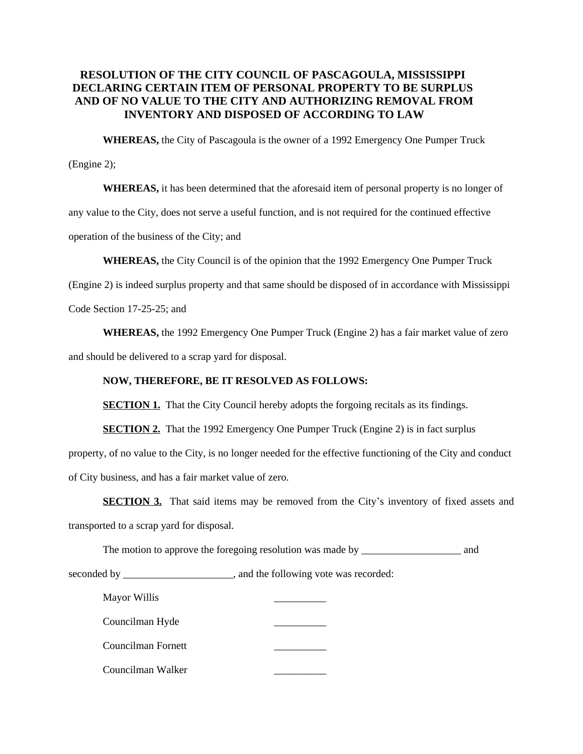# RESOLUTION OF THE CITY COUNCIL OF PASCAGOULA, MISSISSIPPI DECLARING CERTAIN ITEM OF PERSONAL PROPERTY TO BE SURPLUS AND OF NO VALUE TO THE CITY AND AUTHORIZING REMOVAL FROM INVENTORY AND DISPOSED OF ACCORDING TO LAW

**WHEREAS,** the City of Pascagoula is the owner of a 1992 Emergency One Pumper Truck (Engine 2);

**WHEREAS,** it has been determined that the aforesaid item of personal property is no longer of any value to the City, does not serve a useful function, and is not required for the continued effective operation of the business of the City; and

**WHEREAS,** the City Council is of the opinion that the 1992 Emergency One Pumper Truck (Engine 2) is indeed surplus property and that same should be disposed of in accordance with Mississippi Code Section 17-25-25; and

**WHEREAS,** the 1992 Emergency One Pumper Truck (Engine 2) has a fair market value of zero and should be delivered to a scrap yard for disposal.

**NOW, THEREFORE, BE IT RESOLVED AS FOLLOWS:**

**SECTION 1.** That the City Council hereby adopts the forgoing recitals as its findings.

**SECTION 2.** That the 1992 Emergency One Pumper Truck (Engine 2) is in fact surplus property, of no value to the City, is no longer needed for the effective functioning of the City and conduct of City business, and has a fair market value of zero.

**SECTION 3.** That said items may be removed from the City's inventory of fixed assets and transported to a scrap yard for disposal.

The motion to approve the foregoing resolution was made by ___________________ and seconded by _____________________, and the following vote was recorded:

Mayor Willis __________

Councilman Hyde __________

Councilman Fornett __________

Councilman Walker __________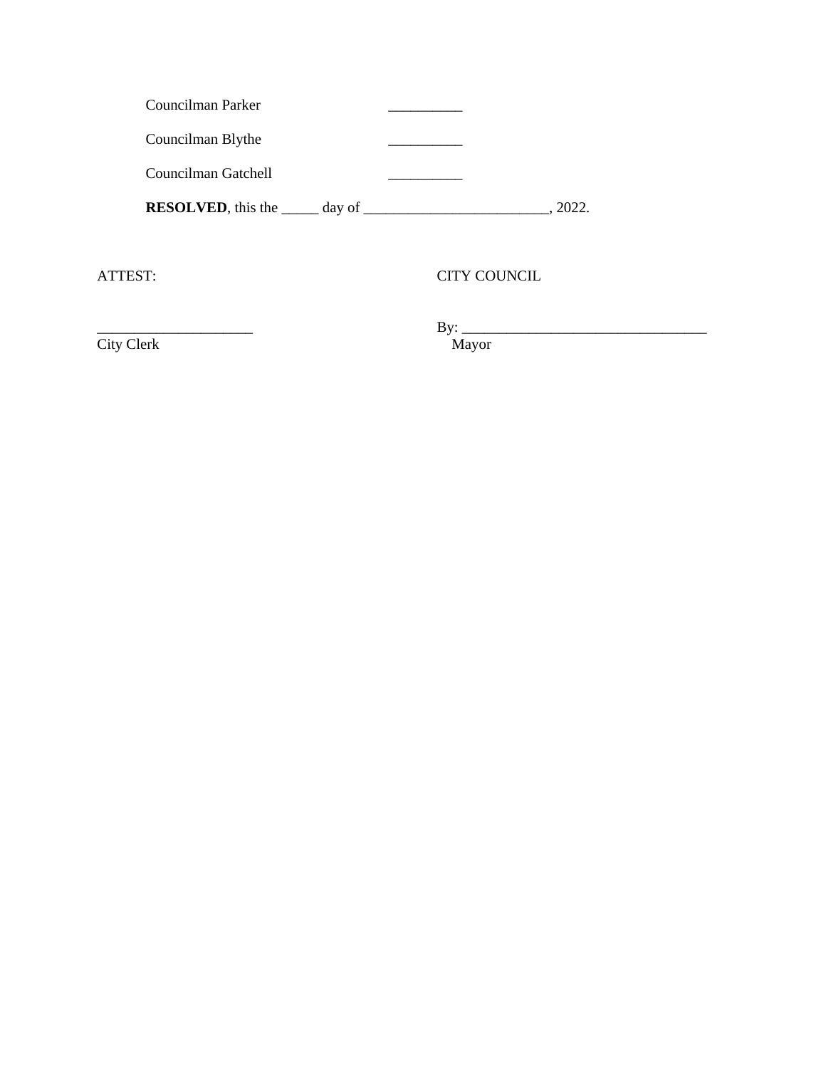Councilman Parker __________

Councilman Blythe __________

Councilman Gatchell __________

**RESOLVED**, this the _____ day of _________________________, 2022.

ATTEST:

_____________________
City Clerk

CITY COUNCIL

By: __________________________________
Mayor